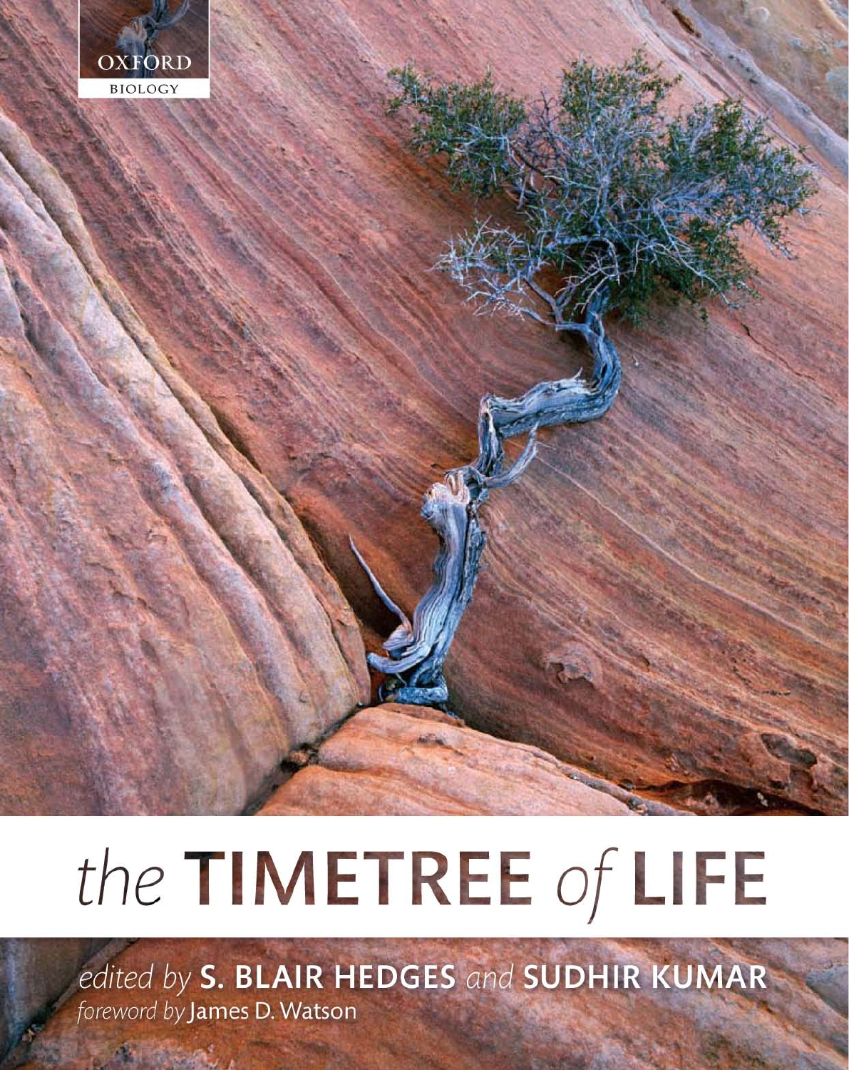OXFORD
BIOLOGY

# the TIMETREE of LIFE

*edited by* **S. BLAIR HEDGES** *and* **SUDHIR KUMAR**

*foreword by* James D. Watson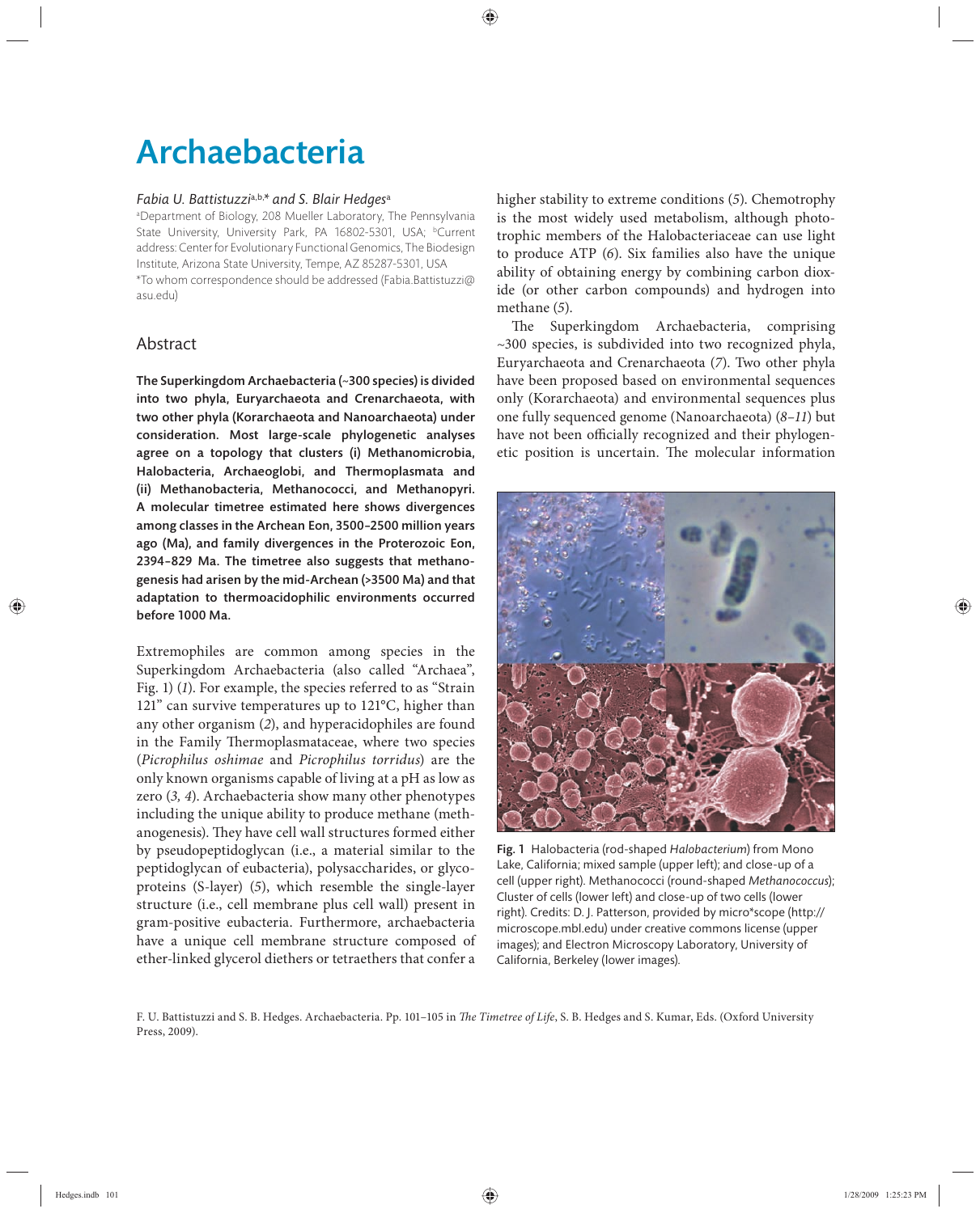# Archaebacteria

*Fabia U. Battistuzzi*[a,b,*] *and S. Blair Hedges*[a]

[a]Department of Biology, 208 Mueller Laboratory, The Pennsylvania State University, University Park, PA 16802-5301, USA; [b]Current address: Center for Evolutionary Functional Genomics, The Biodesign Institute, Arizona State University, Tempe, AZ 85287-5301, USA

*To whom correspondence should be addressed (Fabia.Battistuzzi@asu.edu)

## Abstract

**The Superkingdom Archaebacteria (~300 species) is divided into two phyla, Euryarchaeota and Crenarchaeota, with two other phyla (Korarchaeota and Nanoarchaeota) under consideration. Most large-scale phylogenetic analyses agree on a topology that clusters (i) Methanomicrobia, Halobacteria, Archaeoglobi, and Thermoplasmata and (ii) Methanobacteria, Methanococci, and Methanopyri. A molecular timetree estimated here shows divergences among classes in the Archean Eon, 3500–2500 million years ago (Ma), and family divergences in the Proterozoic Eon, 2394–829 Ma. The timetree also suggests that methanogenesis had arisen by the mid-Archean (>3500 Ma) and that adaptation to thermoacidophilic environments occurred before 1000 Ma.**

Extremophiles are common among species in the Superkingdom Archaebacteria (also called "Archaea", Fig. 1) (*1*). For example, the species referred to as "Strain 121" can survive temperatures up to 121°C, higher than any other organism (*2*), and hyperacidophiles are found in the Family Thermoplasmataceae, where two species (*Picrophilus oshimae* and *Picrophilus torridus*) are the only known organisms capable of living at a pH as low as zero (*3, 4*). Archaebacteria show many other phenotypes including the unique ability to produce methane (methanogenesis). They have cell wall structures formed either by pseudopeptidoglycan (i.e., a material similar to the peptidoglycan of eubacteria), polysaccharides, or glycoproteins (S-layer) (*5*), which resemble the single-layer structure (i.e., cell membrane plus cell wall) present in gram-positive eubacteria. Furthermore, archaebacteria have a unique cell membrane structure composed of ether-linked glycerol diethers or tetraethers that confer a higher stability to extreme conditions (*5*). Chemotrophy is the most widely used metabolism, although phototrophic members of the Halobacteriaceae can use light to produce ATP (*6*). Six families also have the unique ability of obtaining energy by combining carbon dioxide (or other carbon compounds) and hydrogen into methane (*5*).

The Superkingdom Archaebacteria, comprising ~300 species, is subdivided into two recognized phyla, Euryarchaeota and Crenarchaeota (*7*). Two other phyla have been proposed based on environmental sequences only (Korarchaeota) and environmental sequences plus one fully sequenced genome (Nanoarchaeota) (*8–11*) but have not been officially recognized and their phylogenetic position is uncertain. The molecular information

Fig. 1 Halobacteria (rod-shaped *Halobacterium*) from Mono Lake, California; mixed sample (upper left); and close-up of a cell (upper right). Methanococci (round-shaped *Methanococcus*); Cluster of cells (lower left) and close-up of two cells (lower right). Credits: D. J. Patterson, provided by micro*scope (http://microscope.mbl.edu) under creative commons license (upper images); and Electron Microscopy Laboratory, University of California, Berkeley (lower images).

F. U. Battistuzzi and S. B. Hedges. Archaebacteria. Pp. 101–105 in *The Timetree of Life*, S. B. Hedges and S. Kumar, Eds. (Oxford University Press, 2009).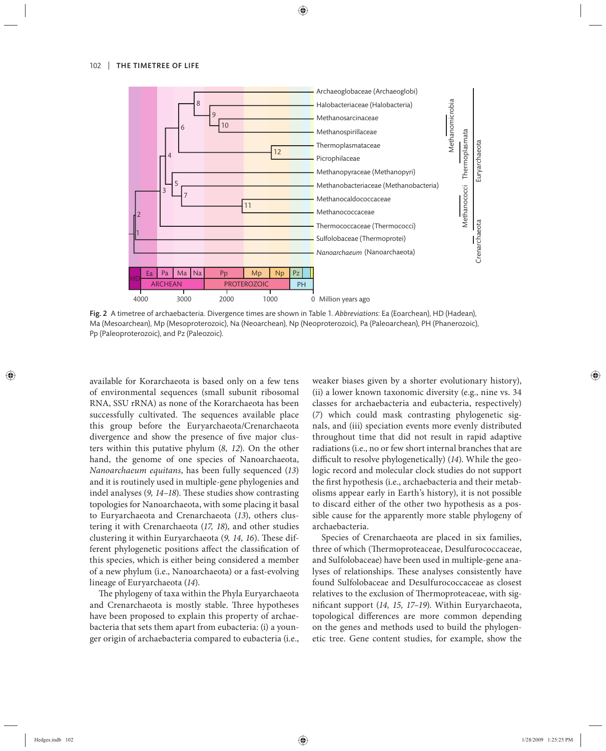Fig. 2 A timetree of archaebacteria. Divergence times are shown in Table 1. *Abbreviations*: Ea (Eoarchean), HD (Hadean), Ma (Mesoarchean), Mp (Mesoproterozoic), Na (Neoarchean), Np (Neoproterozoic), Pa (Paleoarchean), PH (Phanerozoic), Pp (Paleoproterozoic), and Pz (Paleozoic).

available for Korarchaeota is based only on a few tens of environmental sequences (small subunit ribosomal RNA, SSU rRNA) as none of the Korarchaeota has been successfully cultivated. The sequences available place this group before the Euryarchaeota/Crenarchaeota divergence and show the presence of five major clusters within this putative phylum (*8, 12*). On the other hand, the genome of one species of Nanoarchaeota, *Nanoarchaeum equitans*, has been fully sequenced (*13*) and it is routinely used in multiple-gene phylogenies and indel analyses (*9, 14–18*). These studies show contrasting topologies for Nanoarchaeota, with some placing it basal to Euryarchaeota and Crenarchaeota (*13*), others clustering it with Crenarchaeota (*17, 18*), and other studies clustering it within Euryarchaeota (*9, 14, 16*). These different phylogenetic positions affect the classification of this species, which is either being considered a member of a new phylum (i.e., Nanoarchaeota) or a fast-evolving lineage of Euryarchaeota (*14*).

The phylogeny of taxa within the Phyla Euryarchaeota and Crenarchaeota is mostly stable. Three hypotheses have been proposed to explain this property of archaebacteria that sets them apart from eubacteria: (i) a younger origin of archaebacteria compared to eubacteria (i.e., weaker biases given by a shorter evolutionary history), (ii) a lower known taxonomic diversity (e.g., nine vs. 34 classes for archaebacteria and eubacteria, respectively) (*7*) which could mask contrasting phylogenetic signals, and (iii) speciation events more evenly distributed throughout time that did not result in rapid adaptive radiations (i.e., no or few short internal branches that are difficult to resolve phylogenetically) (*14*). While the geologic record and molecular clock studies do not support the first hypothesis (i.e., archaebacteria and their metabolisms appear early in Earth's history), it is not possible to discard either of the other two hypothesis as a possible cause for the apparently more stable phylogeny of archaebacteria.

Species of Crenarchaeota are placed in six families, three of which (Thermoproteaceae, Desulfurococcaceae, and Sulfolobaceae) have been used in multiple-gene analyses of relationships. These analyses consistently have found Sulfolobaceae and Desulfurococcaceae as closest relatives to the exclusion of Thermoproteaceae, with significant support (*14, 15, 17–19*). Within Euryarchaeota, topological differences are more common depending on the genes and methods used to build the phylogenetic tree. Gene content studies, for example, show the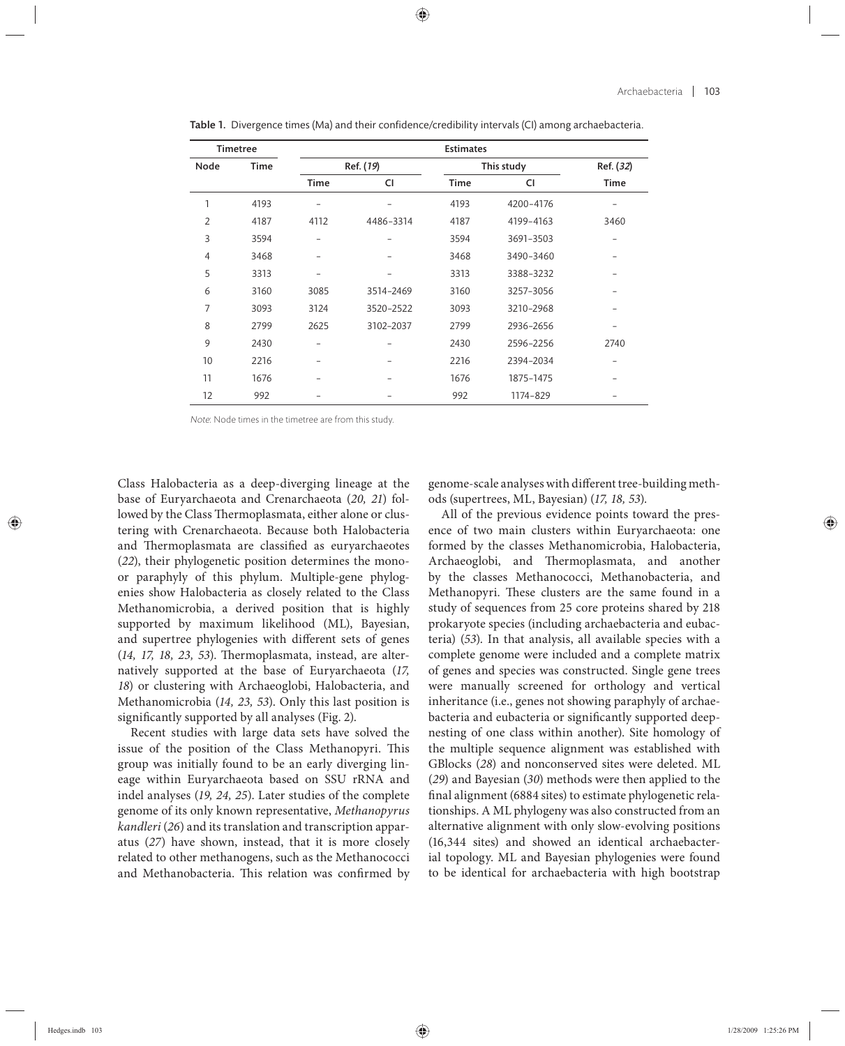**Table 1.** Divergence times (Ma) and their confidence/credibility intervals (CI) among archaebacteria.

| Timetree | | Estimates | | | | |
|---|---|---|---|---|---|---|
| Node | Time | Ref. (*19*) | | This study | | Ref. (*32*) |
| | | Time | CI | Time | CI | Time |
| 1 | 4193 | – | – | 4193 | 4200–4176 | – |
| 2 | 4187 | 4112 | 4486–3314 | 4187 | 4199–4163 | 3460 |
| 3 | 3594 | – | – | 3594 | 3691–3503 | – |
| 4 | 3468 | – | – | 3468 | 3490–3460 | – |
| 5 | 3313 | – | – | 3313 | 3388–3232 | – |
| 6 | 3160 | 3085 | 3514–2469 | 3160 | 3257–3056 | – |
| 7 | 3093 | 3124 | 3520–2522 | 3093 | 3210–2968 | – |
| 8 | 2799 | 2625 | 3102–2037 | 2799 | 2936–2656 | – |
| 9 | 2430 | – | – | 2430 | 2596–2256 | 2740 |
| 10 | 2216 | – | – | 2216 | 2394–2034 | – |
| 11 | 1676 | – | – | 1676 | 1875–1475 | – |
| 12 | 992 | – | – | 992 | 1174–829 | – |

*Note*: Node times in the timetree are from this study.

Class Halobacteria as a deep-diverging lineage at the base of Euryarchaeota and Crenarchaeota (*20, 21*) followed by the Class Thermoplasmata, either alone or clustering with Crenarchaeota. Because both Halobacteria and Thermoplasmata are classified as euryarchaeotes (*22*), their phylogenetic position determines the mono- or paraphyly of this phylum. Multiple-gene phylogenies show Halobacteria as closely related to the Class Methanomicrobia, a derived position that is highly supported by maximum likelihood (ML), Bayesian, and supertree phylogenies with different sets of genes (*14, 17, 18, 23, 53*). Thermoplasmata, instead, are alternatively supported at the base of Euryarchaeota (*17, 18*) or clustering with Archaeoglobi, Halobacteria, and Methanomicrobia (*14, 23, 53*). Only this last position is significantly supported by all analyses (Fig. 2).

Recent studies with large data sets have solved the issue of the position of the Class Methanopyri. This group was initially found to be an early diverging lineage within Euryarchaeota based on SSU rRNA and indel analyses (*19, 24, 25*). Later studies of the complete genome of its only known representative, *Methanopyrus kandleri* (*26*) and its translation and transcription apparatus (*27*) have shown, instead, that it is more closely related to other methanogens, such as the Methanococci and Methanobacteria. This relation was confirmed by genome-scale analyses with different tree-building methods (supertrees, ML, Bayesian) (*17, 18, 53*).

All of the previous evidence points toward the presence of two main clusters within Euryarchaeota: one formed by the classes Methanomicrobia, Halobacteria, Archaeoglobi, and Thermoplasmata, and another by the classes Methanococci, Methanobacteria, and Methanopyri. These clusters are the same found in a study of sequences from 25 core proteins shared by 218 prokaryote species (including archaebacteria and eubacteria) (*53*). In that analysis, all available species with a complete genome were included and a complete matrix of genes and species was constructed. Single gene trees were manually screened for orthology and vertical inheritance (i.e., genes not showing paraphyly of archaebacteria and eubacteria or significantly supported deep-nesting of one class within another). Site homology of the multiple sequence alignment was established with GBlocks (*28*) and nonconserved sites were deleted. ML (*29*) and Bayesian (*30*) methods were then applied to the final alignment (6884 sites) to estimate phylogenetic relationships. A ML phylogeny was also constructed from an alternative alignment with only slow-evolving positions (16,344 sites) and showed an identical archaebacterial topology. ML and Bayesian phylogenies were found to be identical for archaebacteria with high bootstrap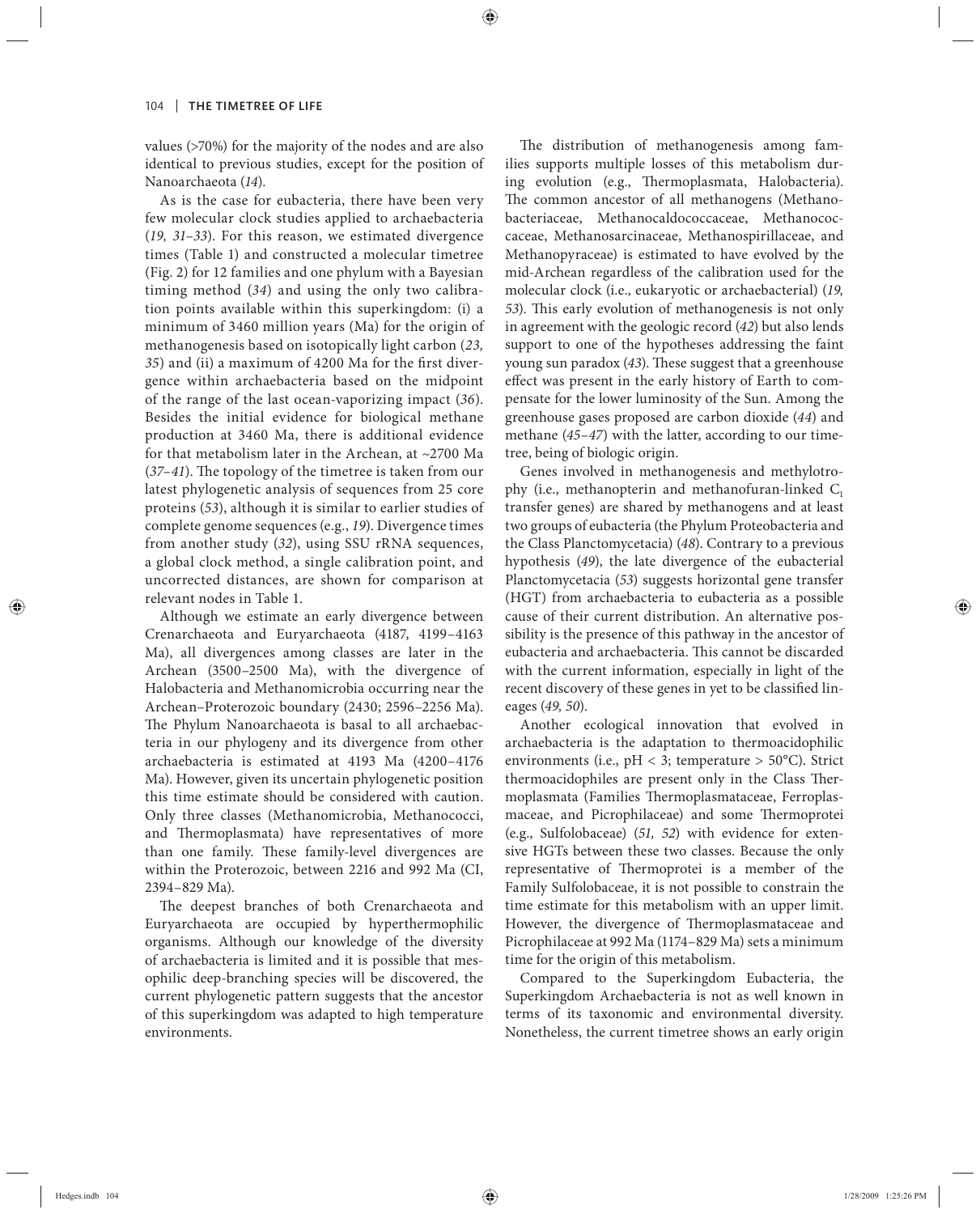values (>70%) for the majority of the nodes and are also identical to previous studies, except for the position of Nanoarchaeota (*14*).

As is the case for eubacteria, there have been very few molecular clock studies applied to archaebacteria (*19, 31–33*). For this reason, we estimated divergence times (Table 1) and constructed a molecular timetree (Fig. 2) for 12 families and one phylum with a Bayesian timing method (*34*) and using the only two calibration points available within this superkingdom: (i) a minimum of 3460 million years (Ma) for the origin of methanogenesis based on isotopically light carbon (*23, 35*) and (ii) a maximum of 4200 Ma for the first divergence within archaebacteria based on the midpoint of the range of the last ocean-vaporizing impact (*36*). Besides the initial evidence for biological methane production at 3460 Ma, there is additional evidence for that metabolism later in the Archean, at ~2700 Ma (*37–41*). The topology of the timetree is taken from our latest phylogenetic analysis of sequences from 25 core proteins (*53*), although it is similar to earlier studies of complete genome sequences (e.g., *19*). Divergence times from another study (*32*), using SSU rRNA sequences, a global clock method, a single calibration point, and uncorrected distances, are shown for comparison at relevant nodes in Table 1.

Although we estimate an early divergence between Crenarchaeota and Euryarchaeota (4187, 4199–4163 Ma), all divergences among classes are later in the Archean (3500–2500 Ma), with the divergence of Halobacteria and Methanomicrobia occurring near the Archean–Proterozoic boundary (2430; 2596–2256 Ma). The Phylum Nanoarchaeota is basal to all archaebacteria in our phylogeny and its divergence from other archaebacteria is estimated at 4193 Ma (4200–4176 Ma). However, given its uncertain phylogenetic position this time estimate should be considered with caution. Only three classes (Methanomicrobia, Methanococci, and Thermoplasmata) have representatives of more than one family. These family-level divergences are within the Proterozoic, between 2216 and 992 Ma (CI, 2394–829 Ma).

The deepest branches of both Crenarchaeota and Euryarchaeota are occupied by hyperthermophilic organisms. Although our knowledge of the diversity of archaebacteria is limited and it is possible that mesophilic deep-branching species will be discovered, the current phylogenetic pattern suggests that the ancestor of this superkingdom was adapted to high temperature environments.

The distribution of methanogenesis among families supports multiple losses of this metabolism during evolution (e.g., Thermoplasmata, Halobacteria). The common ancestor of all methanogens (Methanobacteriaceae, Methanocaldococcaceae, Methanococcaceae, Methanosarcinaceae, Methanospirillaceae, and Methanopyraceae) is estimated to have evolved by the mid-Archean regardless of the calibration used for the molecular clock (i.e., eukaryotic or archaebacterial) (*19, 53*). This early evolution of methanogenesis is not only in agreement with the geologic record (*42*) but also lends support to one of the hypotheses addressing the faint young sun paradox (*43*). These suggest that a greenhouse effect was present in the early history of Earth to compensate for the lower luminosity of the Sun. Among the greenhouse gases proposed are carbon dioxide (*44*) and methane (*45–47*) with the latter, according to our timetree, being of biologic origin.

Genes involved in methanogenesis and methylotrophy (i.e., methanopterin and methanofuran-linked $C_1$ transfer genes) are shared by methanogens and at least two groups of eubacteria (the Phylum Proteobacteria and the Class Planctomycetacia) (*48*). Contrary to a previous hypothesis (*49*), the late divergence of the eubacterial Planctomycetacia (*53*) suggests horizontal gene transfer (HGT) from archaebacteria to eubacteria as a possible cause of their current distribution. An alternative possibility is the presence of this pathway in the ancestor of eubacteria and archaebacteria. This cannot be discarded with the current information, especially in light of the recent discovery of these genes in yet to be classified lineages (*49, 50*).

Another ecological innovation that evolved in archaebacteria is the adaptation to thermoacidophilic environments (i.e., pH < 3; temperature > 50°C). Strict thermoacidophiles are present only in the Class Thermoplasmata (Families Thermoplasmataceae, Ferroplasmaceae, and Picrophilaceae) and some Thermoprotei (e.g., Sulfolobaceae) (*51, 52*) with evidence for extensive HGTs between these two classes. Because the only representative of Thermoprotei is a member of the Family Sulfolobaceae, it is not possible to constrain the time estimate for this metabolism with an upper limit. However, the divergence of Thermoplasmataceae and Picrophilaceae at 992 Ma (1174–829 Ma) sets a minimum time for the origin of this metabolism.

Compared to the Superkingdom Eubacteria, the Superkingdom Archaebacteria is not as well known in terms of its taxonomic and environmental diversity. Nonetheless, the current timetree shows an early origin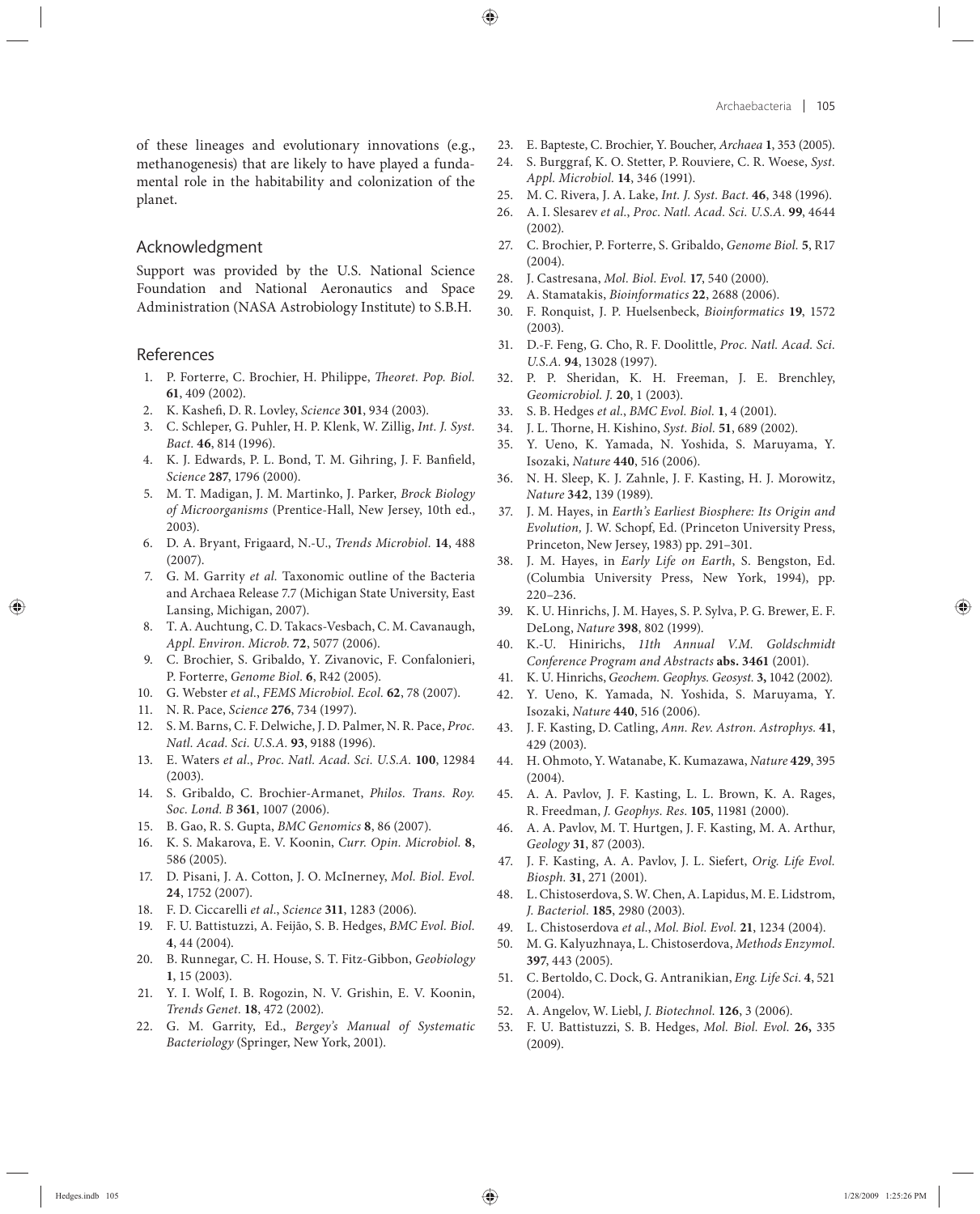of these lineages and evolutionary innovations (e.g., methanogenesis) that are likely to have played a fundamental role in the habitability and colonization of the planet.

## Acknowledgment

Support was provided by the U.S. National Science Foundation and National Aeronautics and Space Administration (NASA Astrobiology Institute) to S.B.H.

## References

1. P. Forterre, C. Brochier, H. Philippe, *Theoret. Pop. Biol.* **61**, 409 (2002).
2. K. Kashefi, D. R. Lovley, *Science* **301**, 934 (2003).
3. C. Schleper, G. Puhler, H. P. Klenk, W. Zillig, *Int. J. Syst. Bact.* **46**, 814 (1996).
4. K. J. Edwards, P. L. Bond, T. M. Gihring, J. F. Banfield, *Science* **287**, 1796 (2000).
5. M. T. Madigan, J. M. Martinko, J. Parker, *Brock Biology of Microorganisms* (Prentice-Hall, New Jersey, 10th ed., 2003).
6. D. A. Bryant, Frigaard, N.-U., *Trends Microbiol.* **14**, 488 (2007).
7. G. M. Garrity *et al.* Taxonomic outline of the Bacteria and Archaea Release 7.7 (Michigan State University, East Lansing, Michigan, 2007).
8. T. A. Auchtung, C. D. Takacs-Vesbach, C. M. Cavanaugh, *Appl. Environ. Microb.* **72**, 5077 (2006).
9. C. Brochier, S. Gribaldo, Y. Zivanovic, F. Confalonieri, P. Forterre, *Genome Biol.* **6**, R42 (2005).
10. G. Webster *et al.*, *FEMS Microbiol. Ecol.* **62**, 78 (2007).
11. N. R. Pace, *Science* **276**, 734 (1997).
12. S. M. Barns, C. F. Delwiche, J. D. Palmer, N. R. Pace, *Proc. Natl. Acad. Sci. U.S.A.* **93**, 9188 (1996).
13. E. Waters *et al.*, *Proc. Natl. Acad. Sci. U.S.A.* **100**, 12984 (2003).
14. S. Gribaldo, C. Brochier-Armanet, *Philos. Trans. Roy. Soc. Lond. B* **361**, 1007 (2006).
15. B. Gao, R. S. Gupta, *BMC Genomics* **8**, 86 (2007).
16. K. S. Makarova, E. V. Koonin, *Curr. Opin. Microbiol.* **8**, 586 (2005).
17. D. Pisani, J. A. Cotton, J. O. McInerney, *Mol. Biol. Evol.* **24**, 1752 (2007).
18. F. D. Ciccarelli *et al.*, *Science* **311**, 1283 (2006).
19. F. U. Battistuzzi, A. Feijão, S. B. Hedges, *BMC Evol. Biol.* **4**, 44 (2004).
20. B. Runnegar, C. H. House, S. T. Fitz-Gibbon, *Geobiology* **1**, 15 (2003).
21. Y. I. Wolf, I. B. Rogozin, N. V. Grishin, E. V. Koonin, *Trends Genet.* **18**, 472 (2002).
22. G. M. Garrity, Ed., *Bergey's Manual of Systematic Bacteriology* (Springer, New York, 2001).
23. E. Bapteste, C. Brochier, Y. Boucher, *Archaea* **1**, 353 (2005).
24. S. Burggraf, K. O. Stetter, P. Rouviere, C. R. Woese, *Syst. Appl. Microbiol.* **14**, 346 (1991).
25. M. C. Rivera, J. A. Lake, *Int. J. Syst. Bact.* **46**, 348 (1996).
26. A. I. Slesarev *et al.*, *Proc. Natl. Acad. Sci. U.S.A.* **99**, 4644 (2002).
27. C. Brochier, P. Forterre, S. Gribaldo, *Genome Biol.* **5**, R17 (2004).
28. J. Castresana, *Mol. Biol. Evol.* **17**, 540 (2000).
29. A. Stamatakis, *Bioinformatics* **22**, 2688 (2006).
30. F. Ronquist, J. P. Huelsenbeck, *Bioinformatics* **19**, 1572 (2003).
31. D.-F. Feng, G. Cho, R. F. Doolittle, *Proc. Natl. Acad. Sci. U.S.A.* **94**, 13028 (1997).
32. P. P. Sheridan, K. H. Freeman, J. E. Brenchley, *Geomicrobiol. J.* **20**, 1 (2003).
33. S. B. Hedges *et al.*, *BMC Evol. Biol.* **1**, 4 (2001).
34. J. L. Thorne, H. Kishino, *Syst. Biol.* **51**, 689 (2002).
35. Y. Ueno, K. Yamada, N. Yoshida, S. Maruyama, Y. Isozaki, *Nature* **440**, 516 (2006).
36. N. H. Sleep, K. J. Zahnle, J. F. Kasting, H. J. Morowitz, *Nature* **342**, 139 (1989).
37. J. M. Hayes, in *Earth's Earliest Biosphere: Its Origin and Evolution*, J. W. Schopf, Ed. (Princeton University Press, Princeton, New Jersey, 1983) pp. 291–301.
38. J. M. Hayes, in *Early Life on Earth*, S. Bengston, Ed. (Columbia University Press, New York, 1994), pp. 220–236.
39. K. U. Hinrichs, J. M. Hayes, S. P. Sylva, P. G. Brewer, E. F. DeLong, *Nature* **398**, 802 (1999).
40. K.-U. Hinirichs, *11th Annual V.M. Goldschmidt Conference Program and Abstracts* **abs. 3461** (2001).
41. K. U. Hinrichs, *Geochem. Geophys. Geosyst.* **3,** 1042 (2002).
42. Y. Ueno, K. Yamada, N. Yoshida, S. Maruyama, Y. Isozaki, *Nature* **440**, 516 (2006).
43. J. F. Kasting, D. Catling, *Ann. Rev. Astron. Astrophys.* **41**, 429 (2003).
44. H. Ohmoto, Y. Watanabe, K. Kumazawa, *Nature* **429**, 395 (2004).
45. A. A. Pavlov, J. F. Kasting, L. L. Brown, K. A. Rages, R. Freedman, *J. Geophys. Res.* **105**, 11981 (2000).
46. A. A. Pavlov, M. T. Hurtgen, J. F. Kasting, M. A. Arthur, *Geology* **31**, 87 (2003).
47. J. F. Kasting, A. A. Pavlov, J. L. Siefert, *Orig. Life Evol. Biosph.* **31**, 271 (2001).
48. L. Chistoserdova, S. W. Chen, A. Lapidus, M. E. Lidstrom, *J. Bacteriol.* **185**, 2980 (2003).
49. L. Chistoserdova *et al.*, *Mol. Biol. Evol.* **21**, 1234 (2004).
50. M. G. Kalyuzhnaya, L. Chistoserdova, *Methods Enzymol.* **397**, 443 (2005).
51. C. Bertoldo, C. Dock, G. Antranikian, *Eng. Life Sci.* **4**, 521 (2004).
52. A. Angelov, W. Liebl, *J. Biotechnol.* **126**, 3 (2006).
53. F. U. Battistuzzi, S. B. Hedges, *Mol. Biol. Evol.* **26,** 335 (2009).